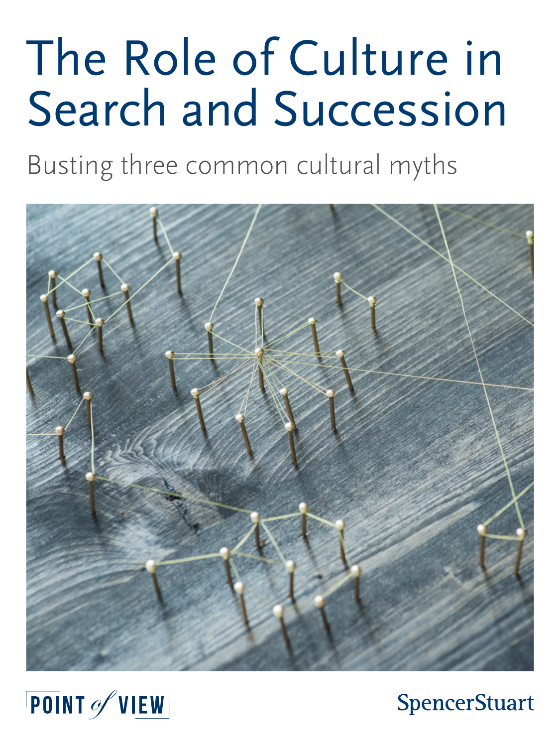# The Role of Culture in Search and Succession

Busting three common cultural myths

POINT *of* VIEW

SpencerStuart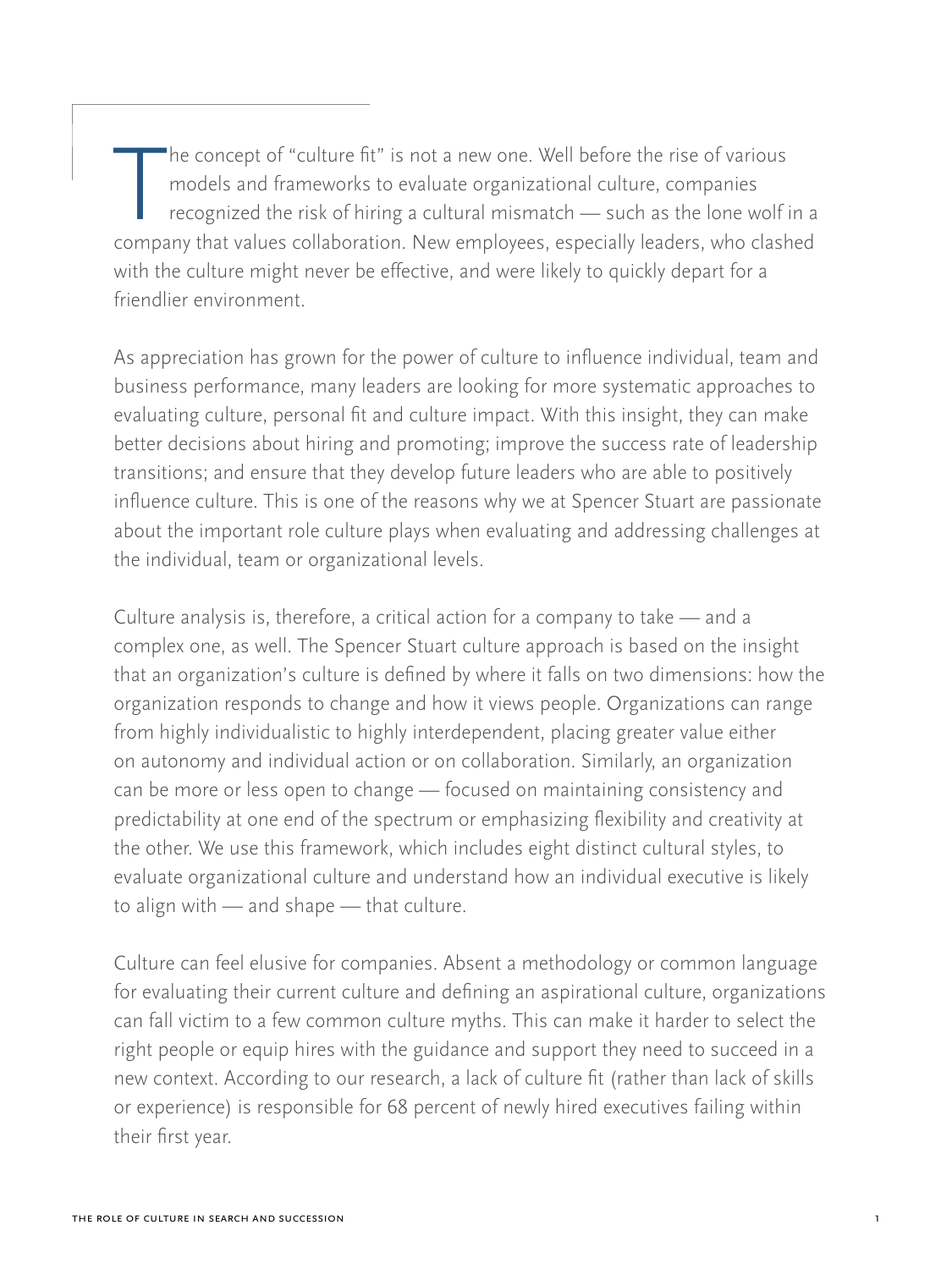The concept of "culture fit" is not a new one. Well before the rise of various models and frameworks to evaluate organizational culture, companies recognized the risk of hiring a cultural mismatch — such as the lone wolf in a company that values collaboration. New employees, especially leaders, who clashed with the culture might never be effective, and were likely to quickly depart for a friendlier environment.

As appreciation has grown for the power of culture to influence individual, team and business performance, many leaders are looking for more systematic approaches to evaluating culture, personal fit and culture impact. With this insight, they can make better decisions about hiring and promoting; improve the success rate of leadership transitions; and ensure that they develop future leaders who are able to positively influence culture. This is one of the reasons why we at Spencer Stuart are passionate about the important role culture plays when evaluating and addressing challenges at the individual, team or organizational levels.

Culture analysis is, therefore, a critical action for a company to take — and a complex one, as well. The Spencer Stuart culture approach is based on the insight that an organization's culture is defined by where it falls on two dimensions: how the organization responds to change and how it views people. Organizations can range from highly individualistic to highly interdependent, placing greater value either on autonomy and individual action or on collaboration. Similarly, an organization can be more or less open to change — focused on maintaining consistency and predictability at one end of the spectrum or emphasizing flexibility and creativity at the other. We use this framework, which includes eight distinct cultural styles, to evaluate organizational culture and understand how an individual executive is likely to align with — and shape — that culture.

Culture can feel elusive for companies. Absent a methodology or common language for evaluating their current culture and defining an aspirational culture, organizations can fall victim to a few common culture myths. This can make it harder to select the right people or equip hires with the guidance and support they need to succeed in a new context. According to our research, a lack of culture fit (rather than lack of skills or experience) is responsible for 68 percent of newly hired executives failing within their first year.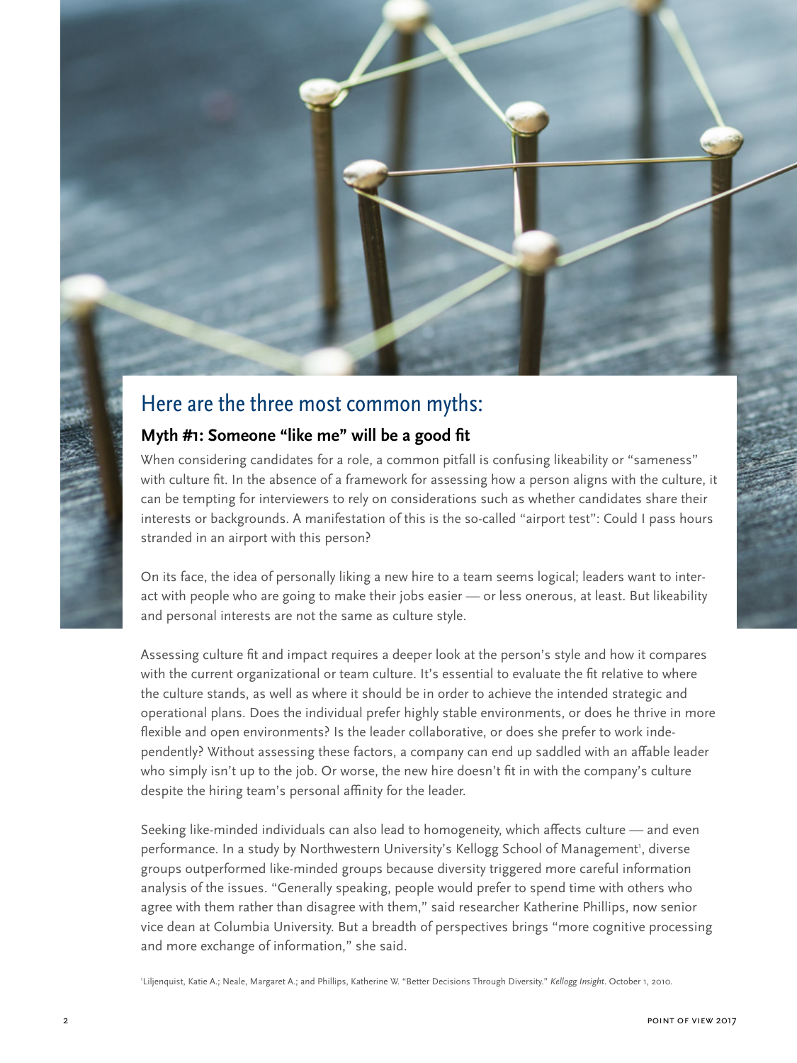## Here are the three most common myths:

### Myth #1: Someone "like me" will be a good fit

When considering candidates for a role, a common pitfall is confusing likeability or "sameness" with culture fit. In the absence of a framework for assessing how a person aligns with the culture, it can be tempting for interviewers to rely on considerations such as whether candidates share their interests or backgrounds. A manifestation of this is the so-called "airport test": Could I pass hours stranded in an airport with this person?

On its face, the idea of personally liking a new hire to a team seems logical; leaders want to interact with people who are going to make their jobs easier — or less onerous, at least. But likeability and personal interests are not the same as culture style.

Assessing culture fit and impact requires a deeper look at the person's style and how it compares with the current organizational or team culture. It's essential to evaluate the fit relative to where the culture stands, as well as where it should be in order to achieve the intended strategic and operational plans. Does the individual prefer highly stable environments, or does he thrive in more flexible and open environments? Is the leader collaborative, or does she prefer to work independently? Without assessing these factors, a company can end up saddled with an affable leader who simply isn't up to the job. Or worse, the new hire doesn't fit in with the company's culture despite the hiring team's personal affinity for the leader.

Seeking like-minded individuals can also lead to homogeneity, which affects culture — and even performance. In a study by Northwestern University's Kellogg School of Management[1], diverse groups outperformed like-minded groups because diversity triggered more careful information analysis of the issues. "Generally speaking, people would prefer to spend time with others who agree with them rather than disagree with them," said researcher Katherine Phillips, now senior vice dean at Columbia University. But a breadth of perspectives brings "more cognitive processing and more exchange of information," she said.

[1]Liljenquist, Katie A.; Neale, Margaret A.; and Phillips, Katherine W. "Better Decisions Through Diversity." *Kellogg Insight*. October 1, 2010.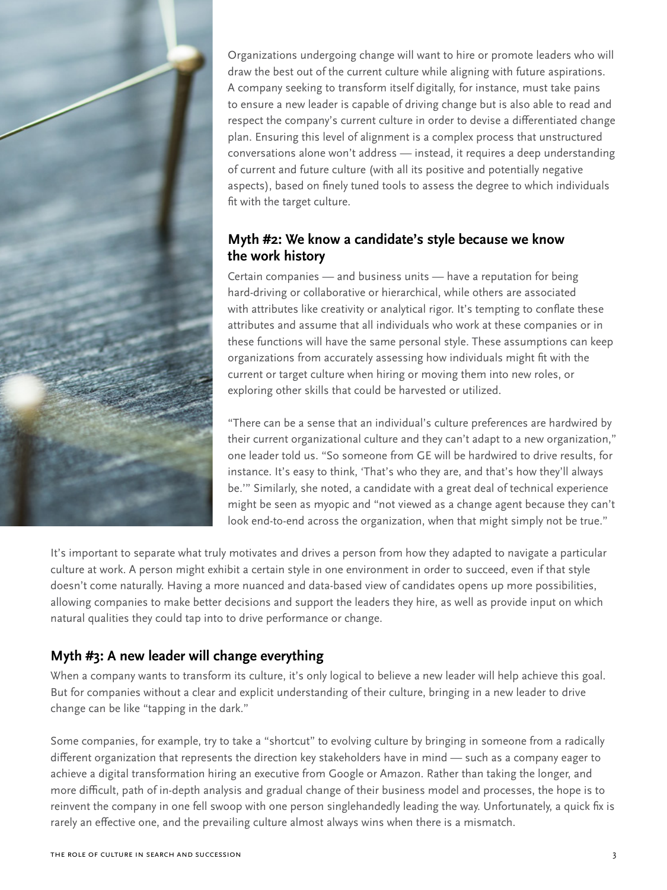Organizations undergoing change will want to hire or promote leaders who will draw the best out of the current culture while aligning with future aspirations. A company seeking to transform itself digitally, for instance, must take pains to ensure a new leader is capable of driving change but is also able to read and respect the company's current culture in order to devise a differentiated change plan. Ensuring this level of alignment is a complex process that unstructured conversations alone won't address — instead, it requires a deep understanding of current and future culture (with all its positive and potentially negative aspects), based on finely tuned tools to assess the degree to which individuals fit with the target culture.

## Myth #2: We know a candidate's style because we know the work history

Certain companies — and business units — have a reputation for being hard-driving or collaborative or hierarchical, while others are associated with attributes like creativity or analytical rigor. It's tempting to conflate these attributes and assume that all individuals who work at these companies or in these functions will have the same personal style. These assumptions can keep organizations from accurately assessing how individuals might fit with the current or target culture when hiring or moving them into new roles, or exploring other skills that could be harvested or utilized.

"There can be a sense that an individual's culture preferences are hardwired by their current organizational culture and they can't adapt to a new organization," one leader told us. "So someone from GE will be hardwired to drive results, for instance. It's easy to think, 'That's who they are, and that's how they'll always be.'" Similarly, she noted, a candidate with a great deal of technical experience might be seen as myopic and "not viewed as a change agent because they can't look end-to-end across the organization, when that might simply not be true."

It's important to separate what truly motivates and drives a person from how they adapted to navigate a particular culture at work. A person might exhibit a certain style in one environment in order to succeed, even if that style doesn't come naturally. Having a more nuanced and data-based view of candidates opens up more possibilities, allowing companies to make better decisions and support the leaders they hire, as well as provide input on which natural qualities they could tap into to drive performance or change.

## Myth #3: A new leader will change everything

When a company wants to transform its culture, it's only logical to believe a new leader will help achieve this goal. But for companies without a clear and explicit understanding of their culture, bringing in a new leader to drive change can be like "tapping in the dark."

Some companies, for example, try to take a "shortcut" to evolving culture by bringing in someone from a radically different organization that represents the direction key stakeholders have in mind — such as a company eager to achieve a digital transformation hiring an executive from Google or Amazon. Rather than taking the longer, and more difficult, path of in-depth analysis and gradual change of their business model and processes, the hope is to reinvent the company in one fell swoop with one person singlehandedly leading the way. Unfortunately, a quick fix is rarely an effective one, and the prevailing culture almost always wins when there is a mismatch.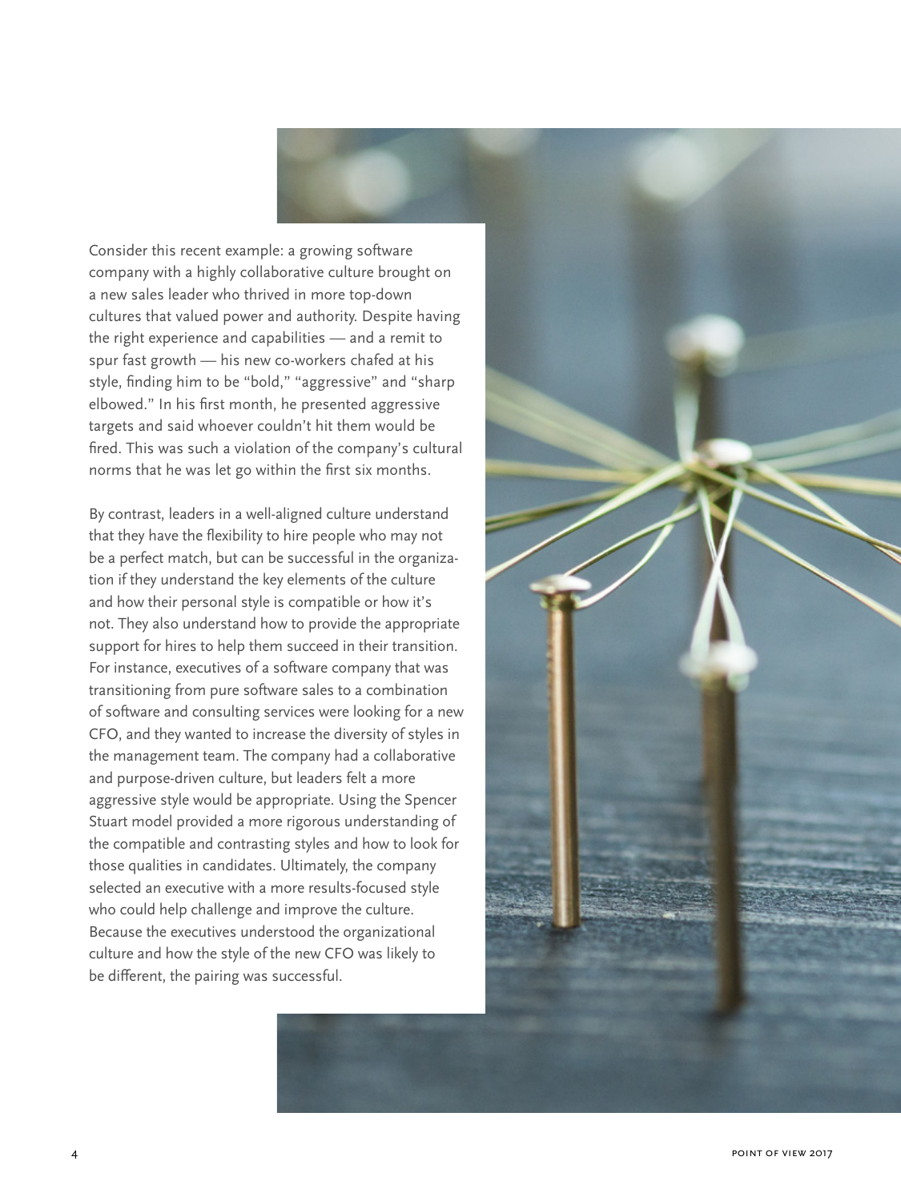Consider this recent example: a growing software company with a highly collaborative culture brought on a new sales leader who thrived in more top-down cultures that valued power and authority. Despite having the right experience and capabilities — and a remit to spur fast growth — his new co-workers chafed at his style, finding him to be "bold," "aggressive" and "sharp elbowed." In his first month, he presented aggressive targets and said whoever couldn't hit them would be fired. This was such a violation of the company's cultural norms that he was let go within the first six months.

By contrast, leaders in a well-aligned culture understand that they have the flexibility to hire people who may not be a perfect match, but can be successful in the organization if they understand the key elements of the culture and how their personal style is compatible or how it's not. They also understand how to provide the appropriate support for hires to help them succeed in their transition. For instance, executives of a software company that was transitioning from pure software sales to a combination of software and consulting services were looking for a new CFO, and they wanted to increase the diversity of styles in the management team. The company had a collaborative and purpose-driven culture, but leaders felt a more aggressive style would be appropriate. Using the Spencer Stuart model provided a more rigorous understanding of the compatible and contrasting styles and how to look for those qualities in candidates. Ultimately, the company selected an executive with a more results-focused style who could help challenge and improve the culture. Because the executives understood the organizational culture and how the style of the new CFO was likely to be different, the pairing was successful.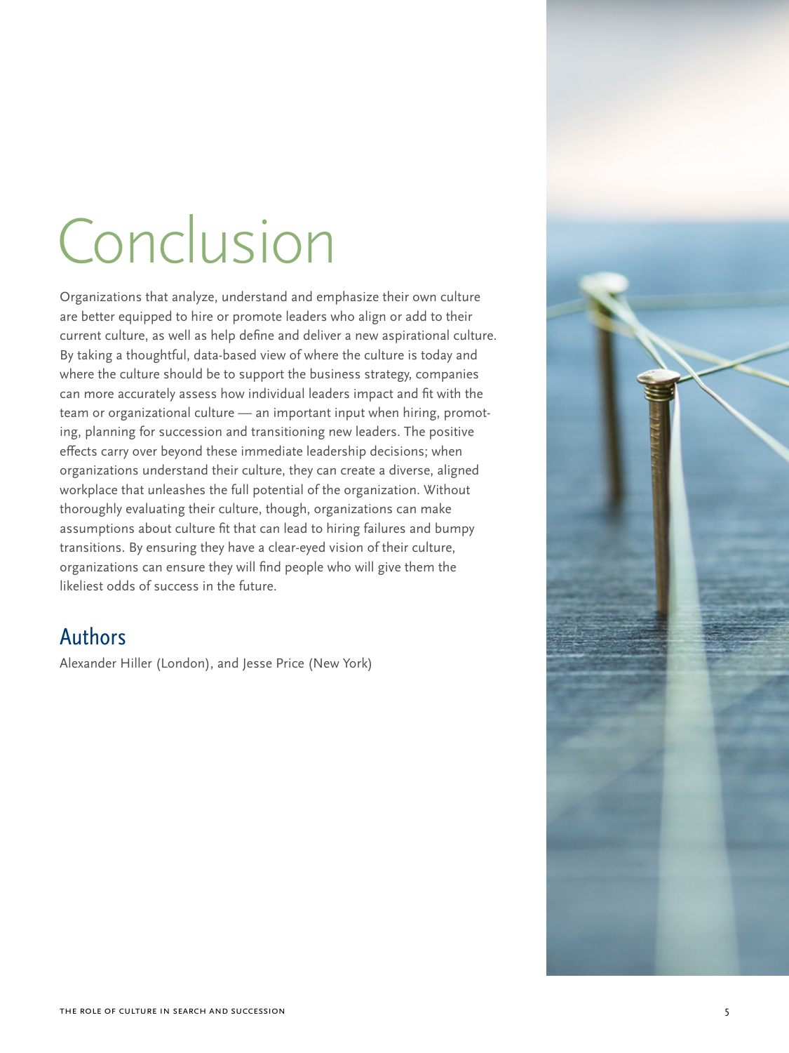# Conclusion

Organizations that analyze, understand and emphasize their own culture are better equipped to hire or promote leaders who align or add to their current culture, as well as help define and deliver a new aspirational culture. By taking a thoughtful, data-based view of where the culture is today and where the culture should be to support the business strategy, companies can more accurately assess how individual leaders impact and fit with the team or organizational culture — an important input when hiring, promoting, planning for succession and transitioning new leaders. The positive effects carry over beyond these immediate leadership decisions; when organizations understand their culture, they can create a diverse, aligned workplace that unleashes the full potential of the organization. Without thoroughly evaluating their culture, though, organizations can make assumptions about culture fit that can lead to hiring failures and bumpy transitions. By ensuring they have a clear-eyed vision of their culture, organizations can ensure they will find people who will give them the likeliest odds of success in the future.

## Authors

Alexander Hiller (London), and Jesse Price (New York)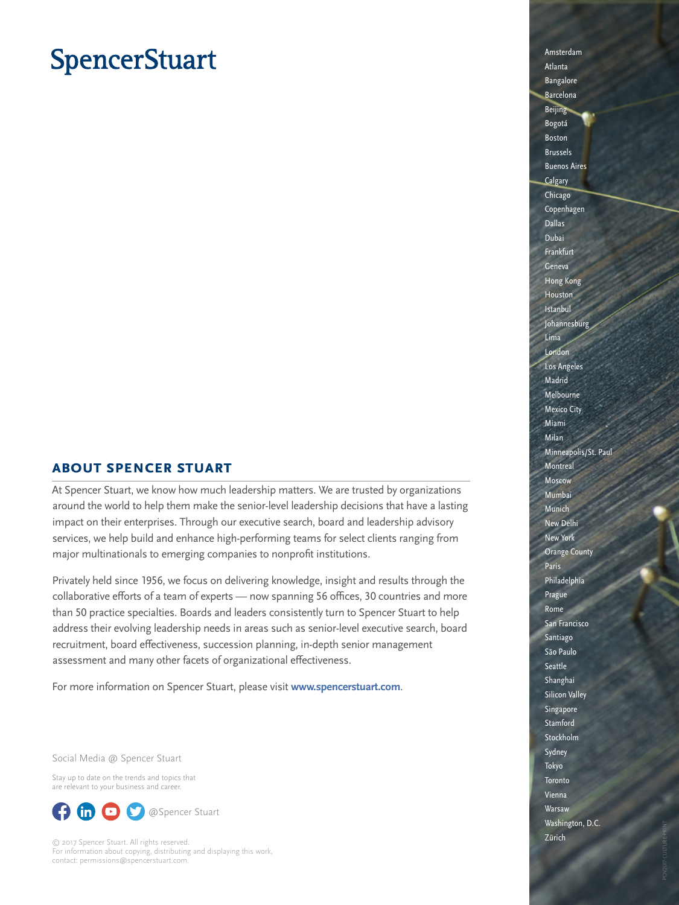# SpencerStuart

## ABOUT SPENCER STUART

At Spencer Stuart, we know how much leadership matters. We are trusted by organizations around the world to help them make the senior-level leadership decisions that have a lasting impact on their enterprises. Through our executive search, board and leadership advisory services, we help build and enhance high-performing teams for select clients ranging from major multinationals to emerging companies to nonprofit institutions.

Privately held since 1956, we focus on delivering knowledge, insight and results through the collaborative efforts of a team of experts — now spanning 56 offices, 30 countries and more than 50 practice specialties. Boards and leaders consistently turn to Spencer Stuart to help address their evolving leadership needs in areas such as senior-level executive search, board recruitment, board effectiveness, succession planning, in-depth senior management assessment and many other facets of organizational effectiveness.

For more information on Spencer Stuart, please visit **www.spencerstuart.com**.

Social Media @ Spencer Stuart

Stay up to date on the trends and topics that are relevant to your business and career.

@Spencer Stuart

© 2017 Spencer Stuart. All rights reserved.
For information about copying, distributing and displaying this work, contact: permissions@spencerstuart.com.

Amsterdam
Atlanta
Bangalore
Barcelona
Beijing
Bogotá
Boston
Brussels
Buenos Aires
Calgary
Chicago
Copenhagen
Dallas
Dubai
Frankfurt
Geneva
Hong Kong
Houston
Istanbul
Johannesburg
Lima
London
Los Angeles
Madrid
Melbourne
Mexico City
Miami
Milan
Minneapolis/St. Paul
Montreal
Moscow
Mumbai
Munich
New Delhi
New York
Orange County
Paris
Philadelphia
Prague
Rome
San Francisco
Santiago
São Paulo
Seattle
Shanghai
Silicon Valley
Singapore
Stamford
Stockholm
Sydney
Tokyo
Toronto
Vienna
Warsaw
Washington, D.C.
Zürich